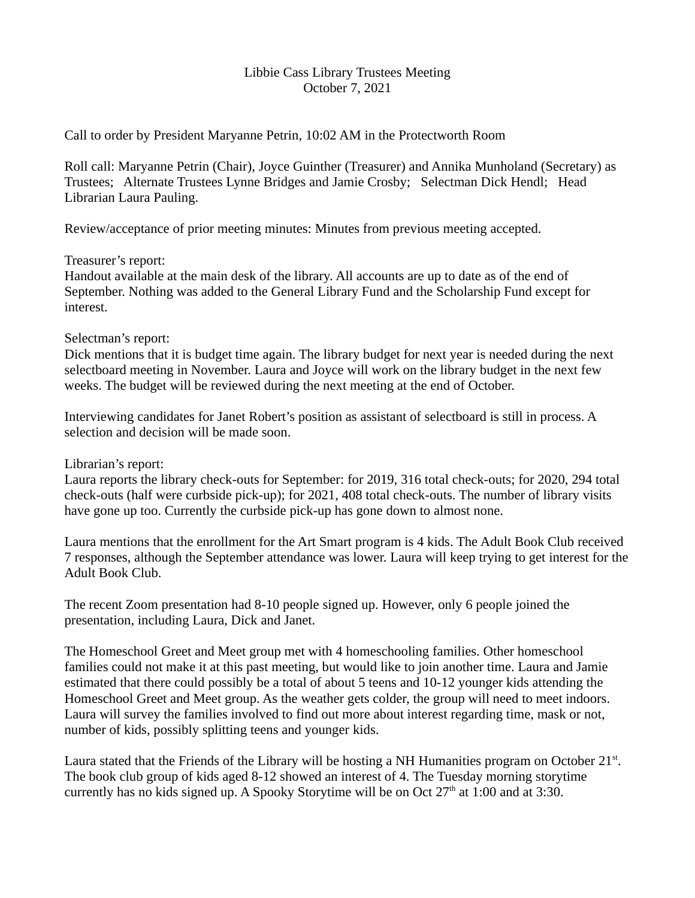# Libbie Cass Library Trustees Meeting
## October 7, 2021

Call to order by President Maryanne Petrin, 10:02 AM in the Protectworth Room

Roll call: Maryanne Petrin (Chair), Joyce Guinther (Treasurer) and Annika Munholand (Secretary) as Trustees; Alternate Trustees Lynne Bridges and Jamie Crosby; Selectman Dick Hendl; Head Librarian Laura Pauling.

Review/acceptance of prior meeting minutes: Minutes from previous meeting accepted.

Treasurer's report:
Handout available at the main desk of the library. All accounts are up to date as of the end of September. Nothing was added to the General Library Fund and the Scholarship Fund except for interest.

Selectman's report:
Dick mentions that it is budget time again. The library budget for next year is needed during the next selectboard meeting in November. Laura and Joyce will work on the library budget in the next few weeks. The budget will be reviewed during the next meeting at the end of October.

Interviewing candidates for Janet Robert's position as assistant of selectboard is still in process. A selection and decision will be made soon.

Librarian's report:
Laura reports the library check-outs for September: for 2019, 316 total check-outs; for 2020, 294 total check-outs (half were curbside pick-up); for 2021, 408 total check-outs. The number of library visits have gone up too. Currently the curbside pick-up has gone down to almost none.

Laura mentions that the enrollment for the Art Smart program is 4 kids. The Adult Book Club received 7 responses, although the September attendance was lower. Laura will keep trying to get interest for the Adult Book Club.

The recent Zoom presentation had 8-10 people signed up. However, only 6 people joined the presentation, including Laura, Dick and Janet.

The Homeschool Greet and Meet group met with 4 homeschooling families. Other homeschool families could not make it at this past meeting, but would like to join another time. Laura and Jamie estimated that there could possibly be a total of about 5 teens and 10-12 younger kids attending the Homeschool Greet and Meet group. As the weather gets colder, the group will need to meet indoors. Laura will survey the families involved to find out more about interest regarding time, mask or not, number of kids, possibly splitting teens and younger kids.

Laura stated that the Friends of the Library will be hosting a NH Humanities program on October 21st. The book club group of kids aged 8-12 showed an interest of 4. The Tuesday morning storytime currently has no kids signed up. A Spooky Storytime will be on Oct 27th at 1:00 and at 3:30.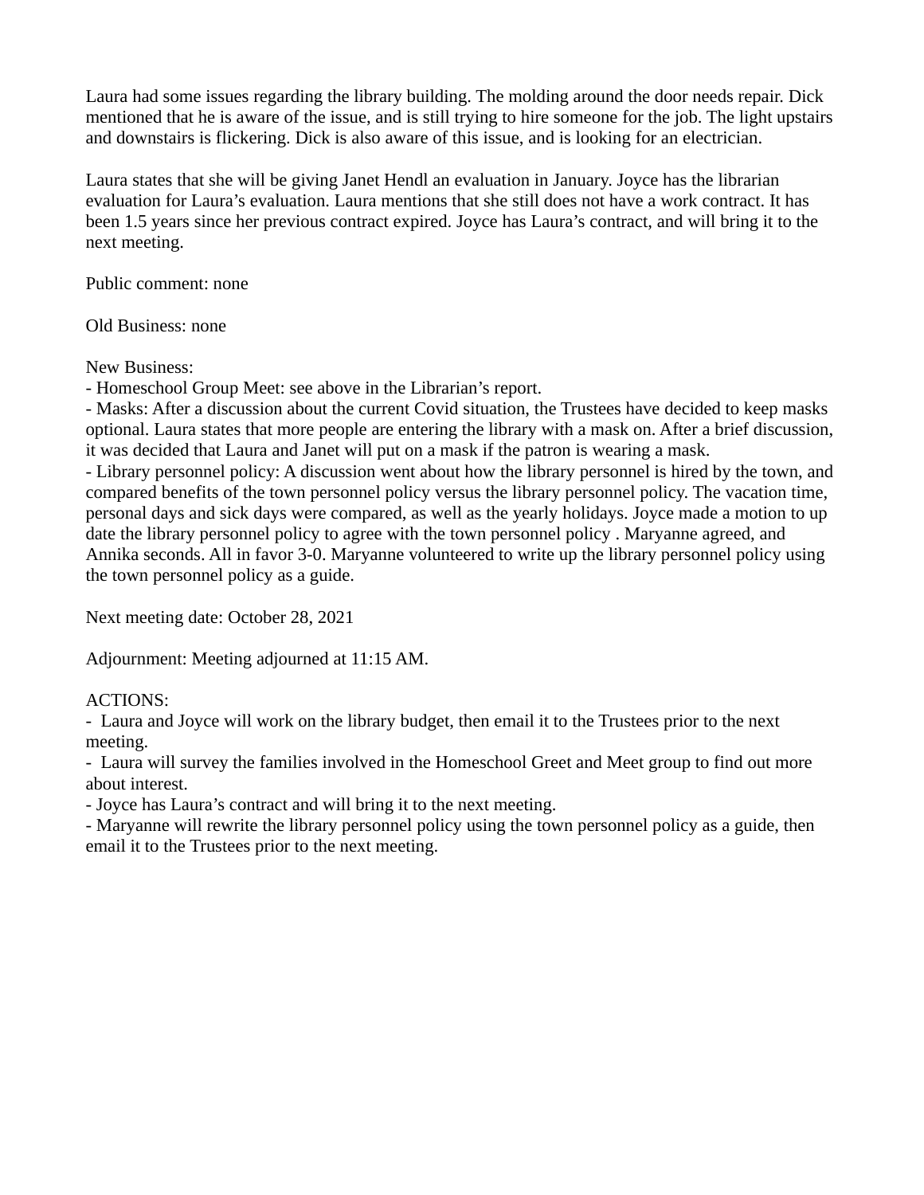Laura had some issues regarding the library building. The molding around the door needs repair. Dick mentioned that he is aware of the issue, and is still trying to hire someone for the job. The light upstairs and downstairs is flickering. Dick is also aware of this issue, and is looking for an electrician.

Laura states that she will be giving Janet Hendl an evaluation in January. Joyce has the librarian evaluation for Laura's evaluation. Laura mentions that she still does not have a work contract. It has been 1.5 years since her previous contract expired. Joyce has Laura's contract, and will bring it to the next meeting.

Public comment: none

Old Business: none

New Business:
- Homeschool Group Meet: see above in the Librarian's report.
- Masks: After a discussion about the current Covid situation, the Trustees have decided to keep masks optional. Laura states that more people are entering the library with a mask on. After a brief discussion, it was decided that Laura and Janet will put on a mask if the patron is wearing a mask.
- Library personnel policy: A discussion went about how the library personnel is hired by the town, and compared benefits of the town personnel policy versus the library personnel policy. The vacation time, personal days and sick days were compared, as well as the yearly holidays. Joyce made a motion to up date the library personnel policy to agree with the town personnel policy . Maryanne agreed, and Annika seconds. All in favor 3-0. Maryanne volunteered to write up the library personnel policy using the town personnel policy as a guide.

Next meeting date: October 28, 2021

Adjournment: Meeting adjourned at 11:15 AM.

ACTIONS:
- Laura and Joyce will work on the library budget, then email it to the Trustees prior to the next meeting.
- Laura will survey the families involved in the Homeschool Greet and Meet group to find out more about interest.
- Joyce has Laura's contract and will bring it to the next meeting.
- Maryanne will rewrite the library personnel policy using the town personnel policy as a guide, then email it to the Trustees prior to the next meeting.